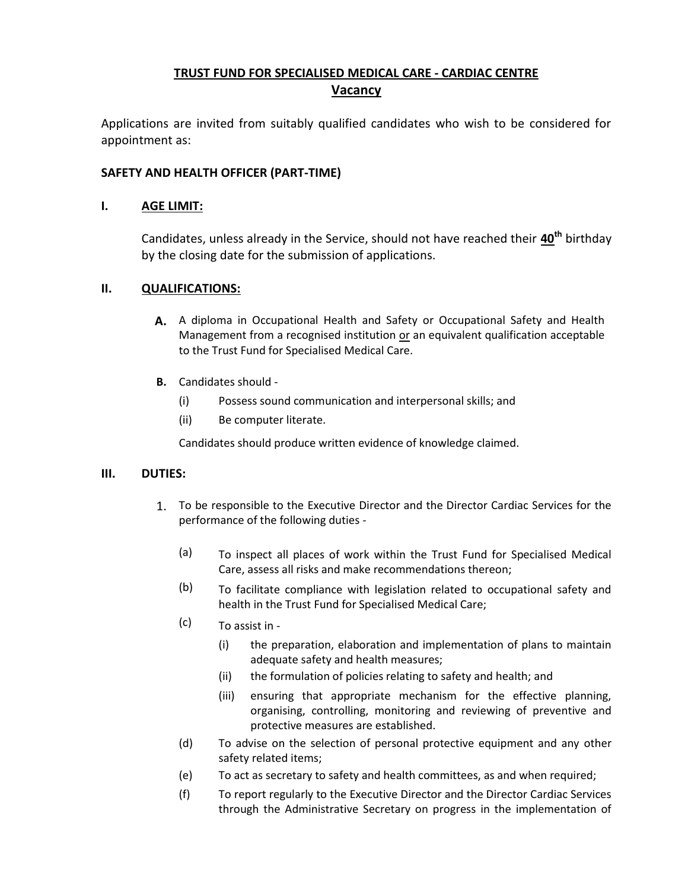# TRUST FUND FOR SPECIALISED MEDICAL CARE - CARDIAC CENTRE

## Vacancy

Applications are invited from suitably qualified candidates who wish to be considered for appointment as:

### SAFETY AND HEALTH OFFICER (PART-TIME)

### I. AGE LIMIT:

Candidates, unless already in the Service, should not have reached their **40th** birthday by the closing date for the submission of applications.

### II. QUALIFICATIONS:

**A.** A diploma in Occupational Health and Safety or Occupational Safety and Health Management from a recognised institution or an equivalent qualification acceptable to the Trust Fund for Specialised Medical Care.

**B.** Candidates should -

(i) Possess sound communication and interpersonal skills; and

(ii) Be computer literate.

Candidates should produce written evidence of knowledge claimed.

### III. DUTIES:

1. To be responsible to the Executive Director and the Director Cardiac Services for the performance of the following duties -

(a) To inspect all places of work within the Trust Fund for Specialised Medical Care, assess all risks and make recommendations thereon;

(b) To facilitate compliance with legislation related to occupational safety and health in the Trust Fund for Specialised Medical Care;

(c) To assist in -

(i) the preparation, elaboration and implementation of plans to maintain adequate safety and health measures;

(ii) the formulation of policies relating to safety and health; and

(iii) ensuring that appropriate mechanism for the effective planning, organising, controlling, monitoring and reviewing of preventive and protective measures are established.

(d) To advise on the selection of personal protective equipment and any other safety related items;

(e) To act as secretary to safety and health committees, as and when required;

(f) To report regularly to the Executive Director and the Director Cardiac Services through the Administrative Secretary on progress in the implementation of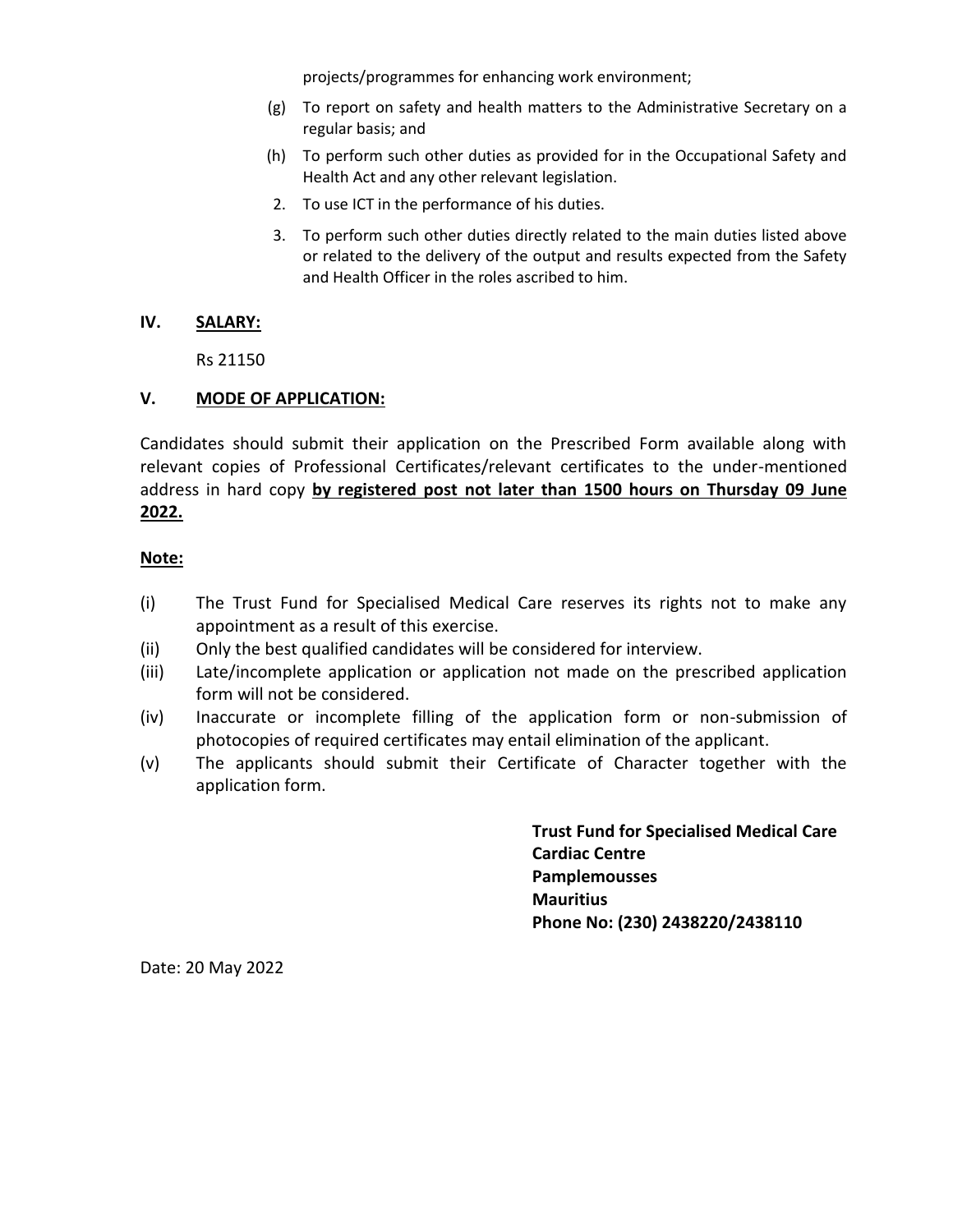projects/programmes for enhancing work environment;

(g) To report on safety and health matters to the Administrative Secretary on a regular basis; and

(h) To perform such other duties as provided for in the Occupational Safety and Health Act and any other relevant legislation.

2. To use ICT in the performance of his duties.

3. To perform such other duties directly related to the main duties listed above or related to the delivery of the output and results expected from the Safety and Health Officer in the roles ascribed to him.

## IV. SALARY:

Rs 21150

## V. MODE OF APPLICATION:

Candidates should submit their application on the Prescribed Form available along with relevant copies of Professional Certificates/relevant certificates to the under-mentioned address in hard copy **by registered post not later than 1500 hours on Thursday 09 June 2022.**

**Note:**

(i) The Trust Fund for Specialised Medical Care reserves its rights not to make any appointment as a result of this exercise.

(ii) Only the best qualified candidates will be considered for interview.

(iii) Late/incomplete application or application not made on the prescribed application form will not be considered.

(iv) Inaccurate or incomplete filling of the application form or non-submission of photocopies of required certificates may entail elimination of the applicant.

(v) The applicants should submit their Certificate of Character together with the application form.

**Trust Fund for Specialised Medical Care**
**Cardiac Centre**
**Pamplemousses**
**Mauritius**
**Phone No: (230) 2438220/2438110**

Date: 20 May 2022